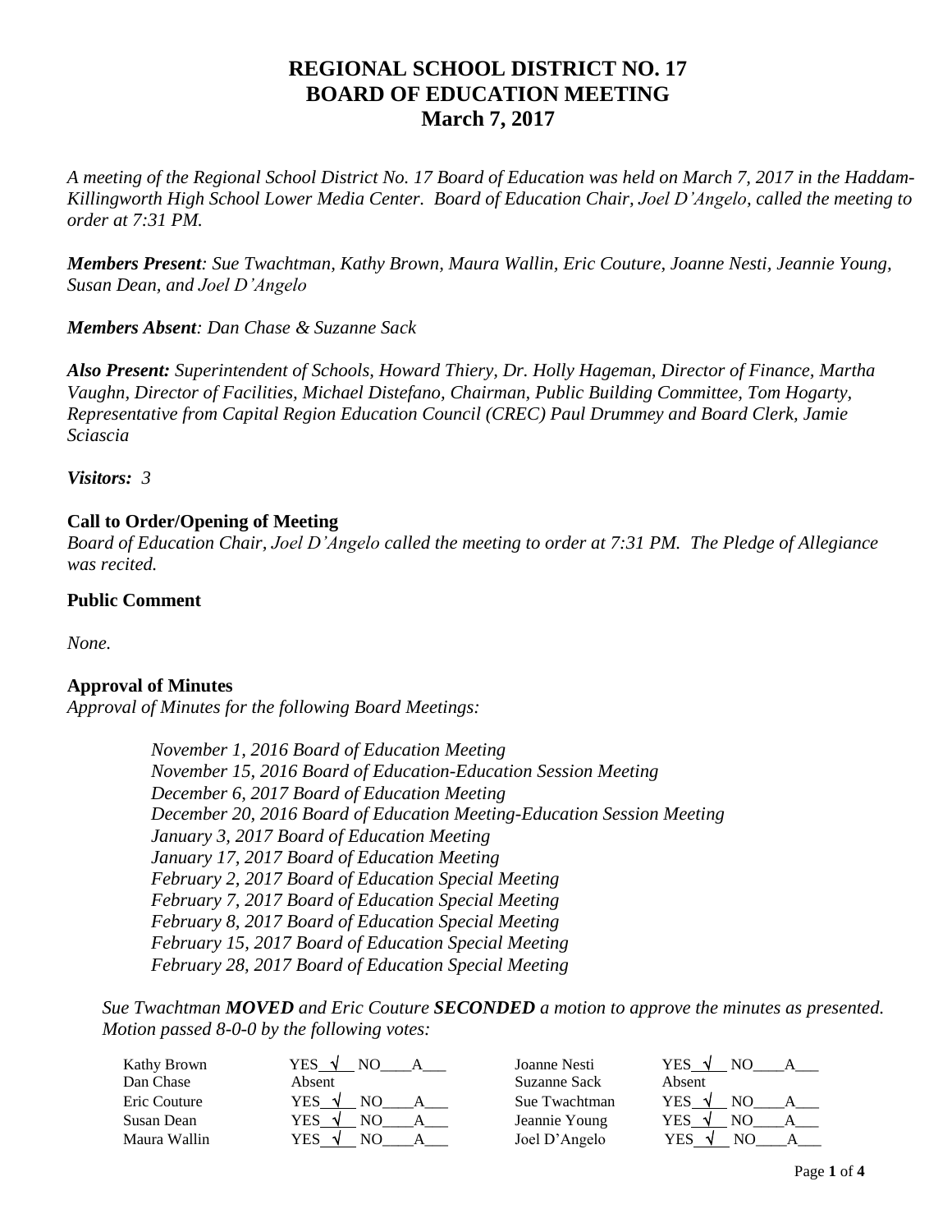# REGIONAL SCHOOL DISTRICT NO. 17
# BOARD OF EDUCATION MEETING
# March 7, 2017

*A meeting of the Regional School District No. 17 Board of Education was held on March 7, 2017 in the Haddam-Killingworth High School Lower Media Center. Board of Education Chair, Joel D'Angelo, called the meeting to order at 7:31 PM.*

***Members Present**: Sue Twachtman, Kathy Brown, Maura Wallin, Eric Couture, Joanne Nesti, Jeannie Young, Susan Dean, and Joel D'Angelo*

***Members Absent**: Dan Chase & Suzanne Sack*

***Also Present:** Superintendent of Schools, Howard Thiery, Dr. Holly Hageman, Director of Finance, Martha Vaughn, Director of Facilities, Michael Distefano, Chairman, Public Building Committee, Tom Hogarty, Representative from Capital Region Education Council (CREC) Paul Drummey and Board Clerk, Jamie Sciascia*

***Visitors:** 3*

## Call to Order/Opening of Meeting

*Board of Education Chair, Joel D'Angelo called the meeting to order at 7:31 PM. The Pledge of Allegiance was recited.*

## Public Comment

*None.*

## Approval of Minutes

*Approval of Minutes for the following Board Meetings:*

> *November 1, 2016 Board of Education Meeting*
> *November 15, 2016 Board of Education-Education Session Meeting*
> *December 6, 2017 Board of Education Meeting*
> *December 20, 2016 Board of Education Meeting-Education Session Meeting*
> *January 3, 2017 Board of Education Meeting*
> *January 17, 2017 Board of Education Meeting*
> *February 2, 2017 Board of Education Special Meeting*
> *February 7, 2017 Board of Education Special Meeting*
> *February 8, 2017 Board of Education Special Meeting*
> *February 15, 2017 Board of Education Special Meeting*
> *February 28, 2017 Board of Education Special Meeting*

*Sue Twachtman **MOVED** and Eric Couture **SECONDED** a motion to approve the minutes as presented. Motion passed 8-0-0 by the following votes:*

| | | | |
|---|---|---|---|
| Kathy Brown | YES √ NO___ A___ | Joanne Nesti | YES √ NO___ A___ |
| Dan Chase | Absent | Suzanne Sack | Absent |
| Eric Couture | YES √ NO___ A___ | Sue Twachtman | YES √ NO___ A___ |
| Susan Dean | YES √ NO___ A___ | Jeannie Young | YES √ NO___ A___ |
| Maura Wallin | YES √ NO___ A___ | Joel D'Angelo | YES √ NO___ A___ |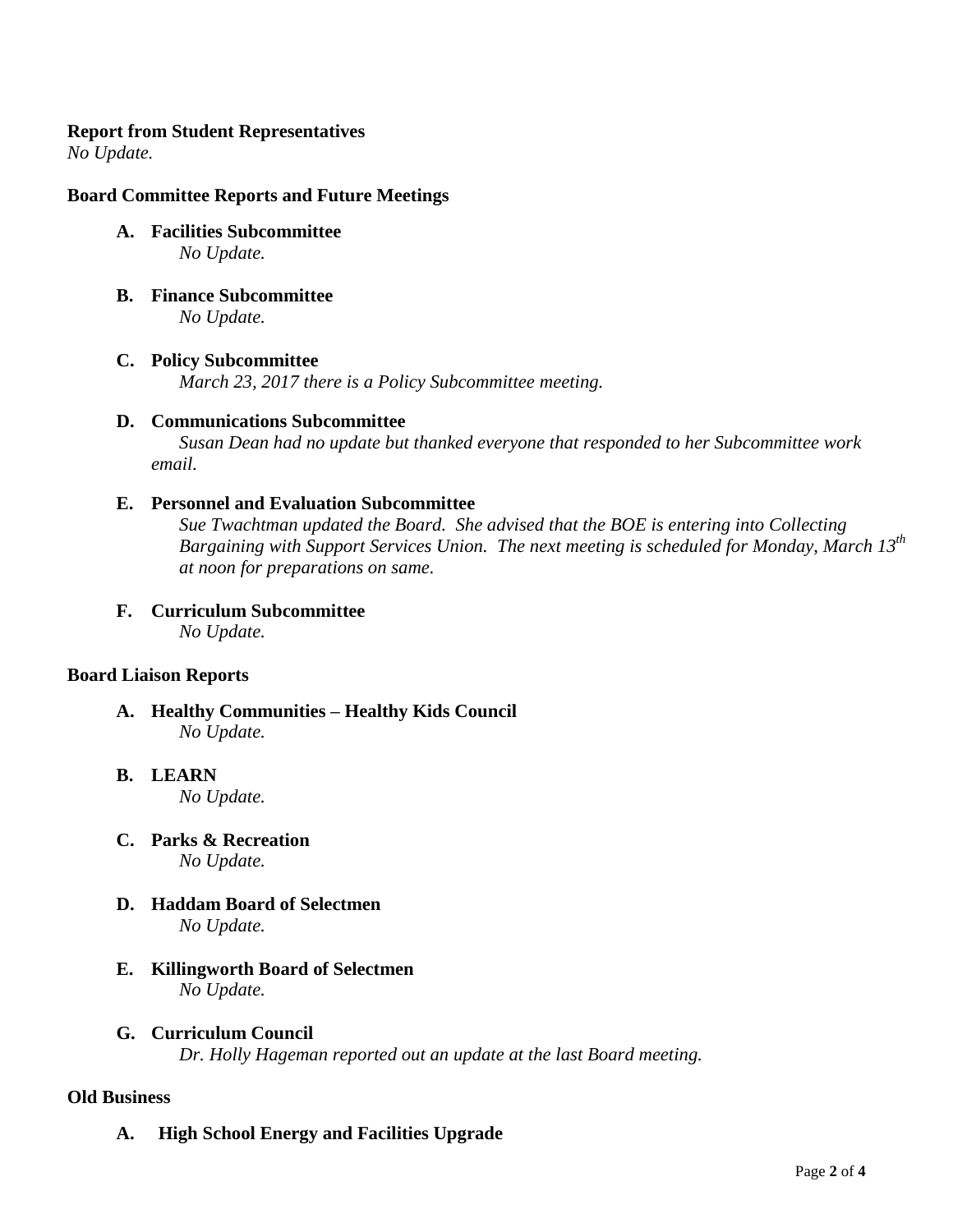**Report from Student Representatives**

*No Update.*

**Board Committee Reports and Future Meetings**

**A. Facilities Subcommittee**

*No Update.*

**B. Finance Subcommittee**

*No Update.*

**C. Policy Subcommittee**

*March 23, 2017 there is a Policy Subcommittee meeting.*

**D. Communications Subcommittee**

*Susan Dean had no update but thanked everyone that responded to her Subcommittee work email.*

**E. Personnel and Evaluation Subcommittee**

*Sue Twachtman updated the Board. She advised that the BOE is entering into Collecting Bargaining with Support Services Union. The next meeting is scheduled for Monday, March 13th at noon for preparations on same.*

**F. Curriculum Subcommittee**

*No Update.*

**Board Liaison Reports**

**A. Healthy Communities – Healthy Kids Council**

*No Update.*

**B. LEARN**

*No Update.*

**C. Parks & Recreation**

*No Update.*

**D. Haddam Board of Selectmen**

*No Update.*

**E. Killingworth Board of Selectmen**

*No Update.*

**G. Curriculum Council**

*Dr. Holly Hageman reported out an update at the last Board meeting.*

**Old Business**

**A. High School Energy and Facilities Upgrade**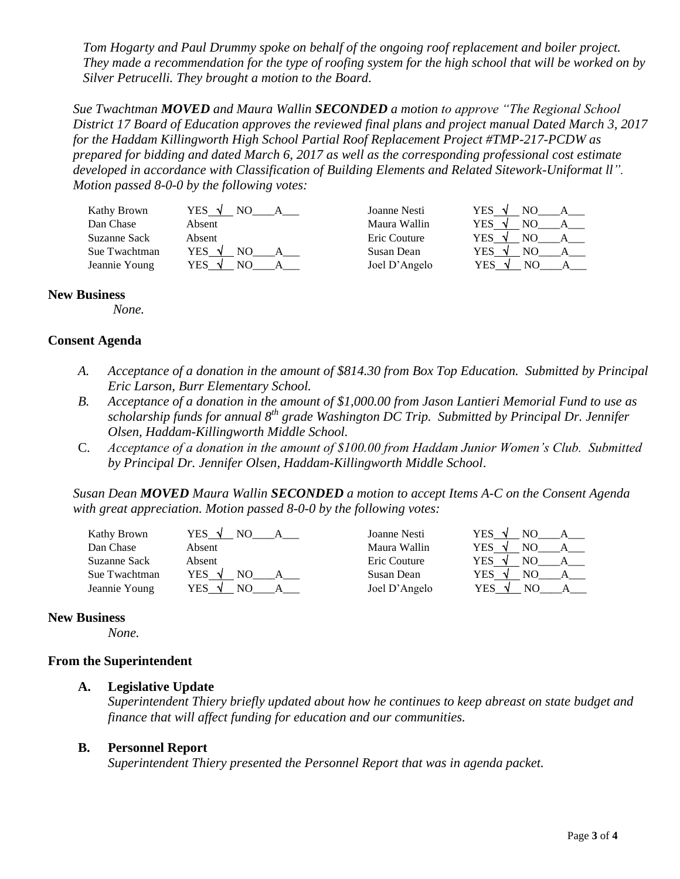*Tom Hogarty and Paul Drummy spoke on behalf of the ongoing roof replacement and boiler project. They made a recommendation for the type of roofing system for the high school that will be worked on by Silver Petrucelli. They brought a motion to the Board.*

*Sue Twachtman **MOVED** and Maura Wallin **SECONDED** a motion to approve "The Regional School District 17 Board of Education approves the reviewed final plans and project manual Dated March 3, 2017 for the Haddam Killingworth High School Partial Roof Replacement Project #TMP-217-PCDW as prepared for bidding and dated March 6, 2017 as well as the corresponding professional cost estimate developed in accordance with Classification of Building Elements and Related Sitework-Uniformat ll". Motion passed 8-0-0 by the following votes:*

| | | | |
|---|---|---|---|
| Kathy Brown | YES √ NO___A___ | Joanne Nesti | YES √ NO___A___ |
| Dan Chase | Absent | Maura Wallin | YES √ NO___A___ |
| Suzanne Sack | Absent | Eric Couture | YES √ NO___A___ |
| Sue Twachtman | YES √ NO___A___ | Susan Dean | YES √ NO___A___ |
| Jeannie Young | YES √ NO___A___ | Joel D'Angelo | YES √ NO___A___ |

## New Business

*None.*

## Consent Agenda

A. *Acceptance of a donation in the amount of $814.30 from Box Top Education. Submitted by Principal Eric Larson, Burr Elementary School.*

B. *Acceptance of a donation in the amount of $1,000.00 from Jason Lantieri Memorial Fund to use as scholarship funds for annual 8th grade Washington DC Trip. Submitted by Principal Dr. Jennifer Olsen, Haddam-Killingworth Middle School.*

C. *Acceptance of a donation in the amount of $100.00 from Haddam Junior Women's Club. Submitted by Principal Dr. Jennifer Olsen, Haddam-Killingworth Middle School.*

*Susan Dean **MOVED** Maura Wallin **SECONDED** a motion to accept Items A-C on the Consent Agenda with great appreciation. Motion passed 8-0-0 by the following votes:*

| | | | |
|---|---|---|---|
| Kathy Brown | YES √ NO___A___ | Joanne Nesti | YES √ NO___A___ |
| Dan Chase | Absent | Maura Wallin | YES √ NO___A___ |
| Suzanne Sack | Absent | Eric Couture | YES √ NO___A___ |
| Sue Twachtman | YES √ NO___A___ | Susan Dean | YES √ NO___A___ |
| Jeannie Young | YES √ NO___A___ | Joel D'Angelo | YES √ NO___A___ |

## New Business

*None.*

## From the Superintendent

**A. Legislative Update**

*Superintendent Thiery briefly updated about how he continues to keep abreast on state budget and finance that will affect funding for education and our communities.*

**B. Personnel Report**

*Superintendent Thiery presented the Personnel Report that was in agenda packet.*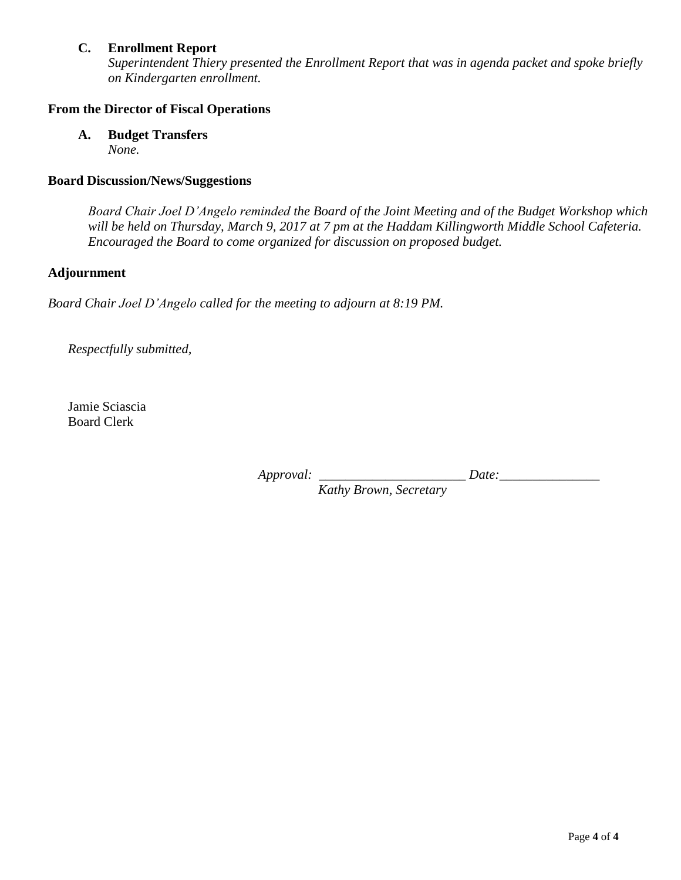**C. Enrollment Report**

*Superintendent Thiery presented the Enrollment Report that was in agenda packet and spoke briefly on Kindergarten enrollment.*

### From the Director of Fiscal Operations

**A. Budget Transfers**

*None.*

### Board Discussion/News/Suggestions

*Board Chair Joel D'Angelo reminded the Board of the Joint Meeting and of the Budget Workshop which will be held on Thursday, March 9, 2017 at 7 pm at the Haddam Killingworth Middle School Cafeteria. Encouraged the Board to come organized for discussion on proposed budget.*

### Adjournment

*Board Chair Joel D'Angelo called for the meeting to adjourn at 8:19 PM.*

*Respectfully submitted,*

Jamie Sciascia
Board Clerk

*Approval:* ______________________ *Date:*_______________
*Kathy Brown, Secretary*